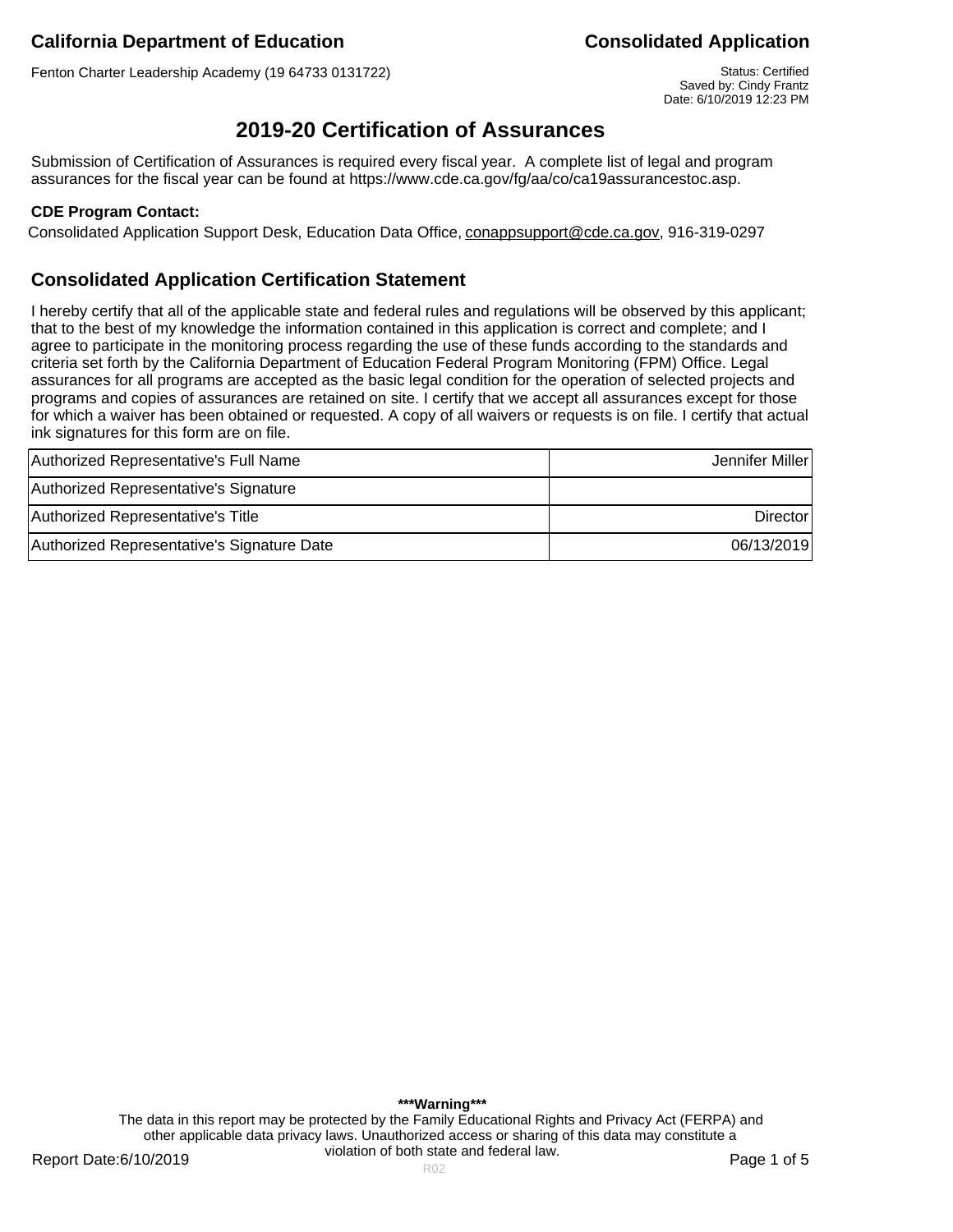**California Department of Education** | **Consolidated Application**

Fenton Charter Leadership Academy (19 64733 0131722)

Status: Certified
Saved by: Cindy Frantz
Date: 6/10/2019 12:23 PM

# 2019-20 Certification of Assurances

Submission of Certification of Assurances is required every fiscal year. A complete list of legal and program assurances for the fiscal year can be found at https://www.cde.ca.gov/fg/aa/co/ca19assurancestoc.asp.

**CDE Program Contact:**

Consolidated Application Support Desk, Education Data Office, conappsupport@cde.ca.gov, 916-319-0297

## Consolidated Application Certification Statement

I hereby certify that all of the applicable state and federal rules and regulations will be observed by this applicant; that to the best of my knowledge the information contained in this application is correct and complete; and I agree to participate in the monitoring process regarding the use of these funds according to the standards and criteria set forth by the California Department of Education Federal Program Monitoring (FPM) Office. Legal assurances for all programs are accepted as the basic legal condition for the operation of selected projects and programs and copies of assurances are retained on site. I certify that we accept all assurances except for those for which a waiver has been obtained or requested. A copy of all waivers or requests is on file. I certify that actual ink signatures for this form are on file.

| | |
|---|---|
| Authorized Representative's Full Name | Jennifer Miller |
| Authorized Representative's Signature | |
| Authorized Representative's Title | Director |
| Authorized Representative's Signature Date | 06/13/2019 |

***Warning***

The data in this report may be protected by the Family Educational Rights and Privacy Act (FERPA) and other applicable data privacy laws. Unauthorized access or sharing of this data may constitute a violation of both state and federal law.

Report Date:6/10/2019

R02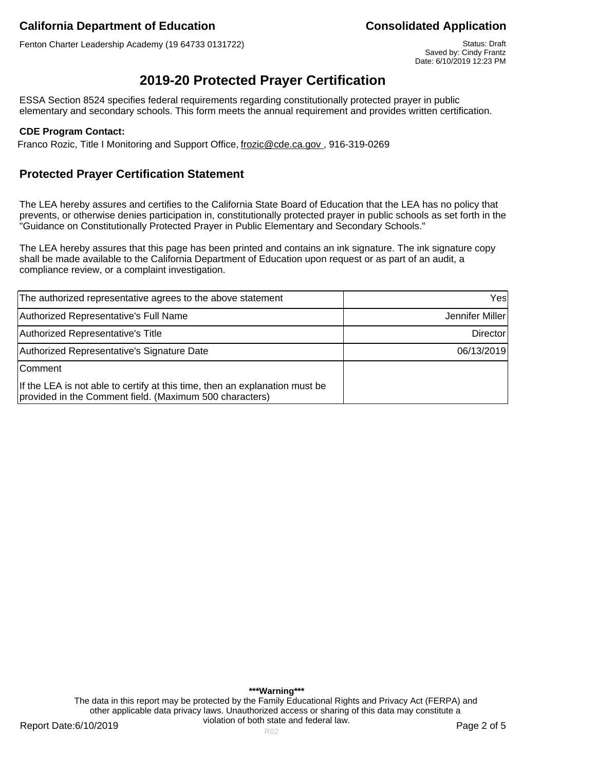## 2019-20 Protected Prayer Certification

ESSA Section 8524 specifies federal requirements regarding constitutionally protected prayer in public elementary and secondary schools. This form meets the annual requirement and provides written certification.

**CDE Program Contact:**

Franco Rozic, Title I Monitoring and Support Office, frozic@cde.ca.gov , 916-319-0269

### Protected Prayer Certification Statement

The LEA hereby assures and certifies to the California State Board of Education that the LEA has no policy that prevents, or otherwise denies participation in, constitutionally protected prayer in public schools as set forth in the "Guidance on Constitutionally Protected Prayer in Public Elementary and Secondary Schools."

The LEA hereby assures that this page has been printed and contains an ink signature. The ink signature copy shall be made available to the California Department of Education upon request or as part of an audit, a compliance review, or a complaint investigation.

| | |
|---|---|
| The authorized representative agrees to the above statement | Yes |
| Authorized Representative's Full Name | Jennifer Miller |
| Authorized Representative's Title | Director |
| Authorized Representative's Signature Date | 06/13/2019 |
| Comment<br><br>If the LEA is not able to certify at this time, then an explanation must be provided in the Comment field. (Maximum 500 characters) | |

***Warning***

The data in this report may be protected by the Family Educational Rights and Privacy Act (FERPA) and other applicable data privacy laws. Unauthorized access or sharing of this data may constitute a violation of both state and federal law.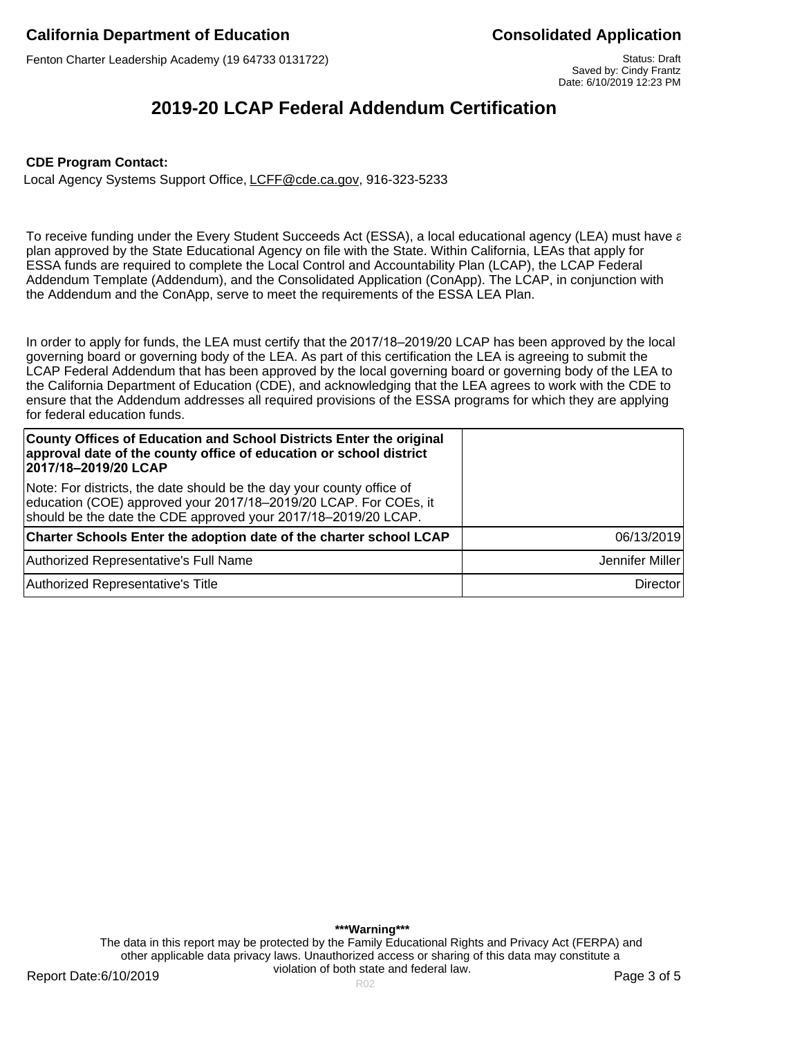# 2019-20 LCAP Federal Addendum Certification

**CDE Program Contact:**

Local Agency Systems Support Office, LCFF@cde.ca.gov, 916-323-5233

To receive funding under the Every Student Succeeds Act (ESSA), a local educational agency (LEA) must have a plan approved by the State Educational Agency on file with the State. Within California, LEAs that apply for ESSA funds are required to complete the Local Control and Accountability Plan (LCAP), the LCAP Federal Addendum Template (Addendum), and the Consolidated Application (ConApp). The LCAP, in conjunction with the Addendum and the ConApp, serve to meet the requirements of the ESSA LEA Plan.

In order to apply for funds, the LEA must certify that the 2017/18–2019/20 LCAP has been approved by the local governing board or governing body of the LEA. As part of this certification the LEA is agreeing to submit the LCAP Federal Addendum that has been approved by the local governing board or governing body of the LEA to the California Department of Education (CDE), and acknowledging that the LEA agrees to work with the CDE to ensure that the Addendum addresses all required provisions of the ESSA programs for which they are applying for federal education funds.

| | |
|---|---|
| **County Offices of Education and School Districts Enter the original approval date of the county office of education or school district 2017/18–2019/20 LCAP**<br>Note: For districts, the date should be the day your county office of education (COE) approved your 2017/18–2019/20 LCAP. For COEs, it should be the date the CDE approved your 2017/18–2019/20 LCAP. | |
| **Charter Schools Enter the adoption date of the charter school LCAP** | 06/13/2019 |
| Authorized Representative's Full Name | Jennifer Miller |
| Authorized Representative's Title | Director |

**\*\*\*Warning\*\*\***

The data in this report may be protected by the Family Educational Rights and Privacy Act (FERPA) and other applicable data privacy laws. Unauthorized access or sharing of this data may constitute a violation of both state and federal law.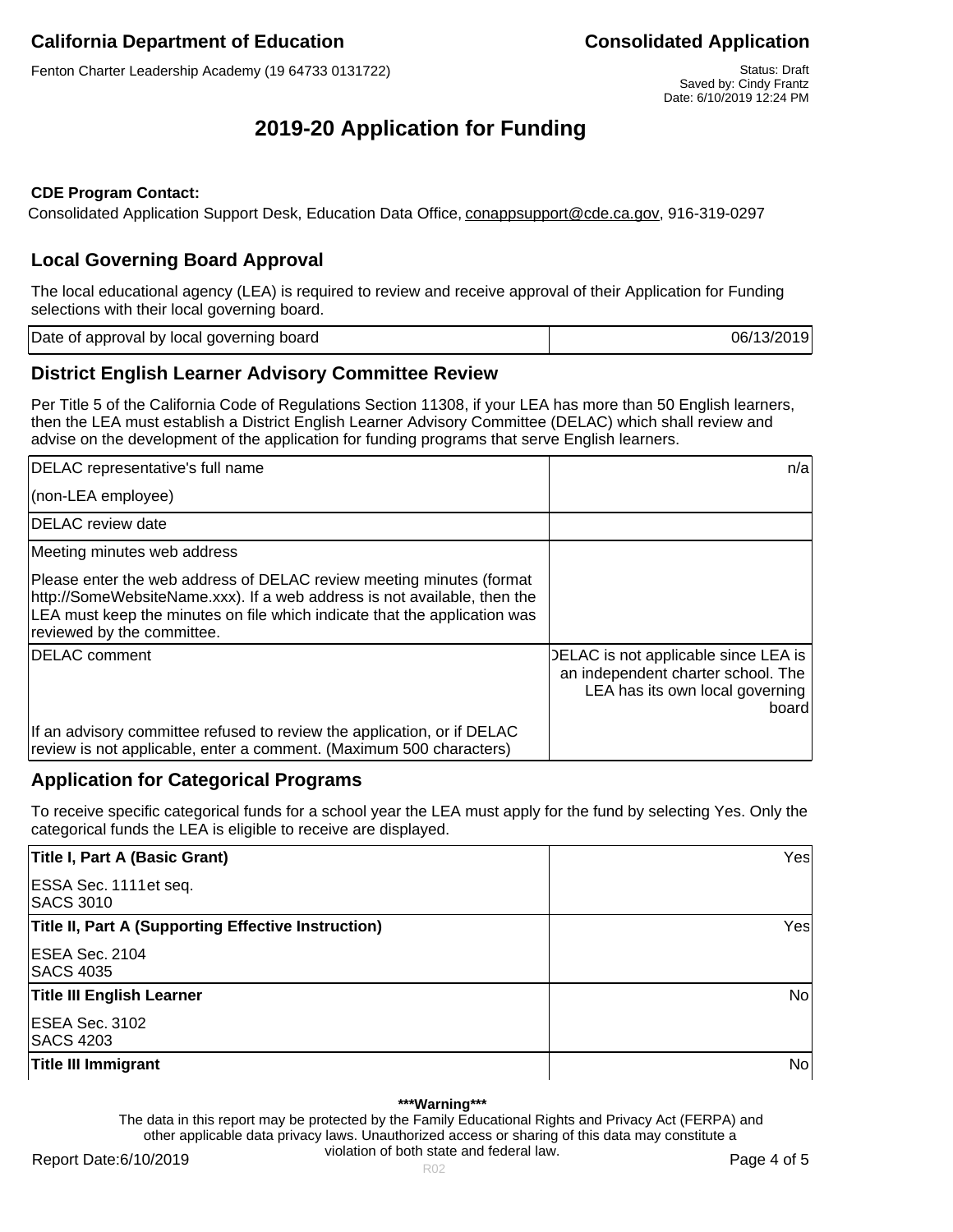**California Department of Education** **Consolidated Application**

Fenton Charter Leadership Academy (19 64733 0131722)

Status: Draft
Saved by: Cindy Frantz
Date: 6/10/2019 12:24 PM

# 2019-20 Application for Funding

**CDE Program Contact:**

Consolidated Application Support Desk, Education Data Office, conappsupport@cde.ca.gov, 916-319-0297

## Local Governing Board Approval

The local educational agency (LEA) is required to review and receive approval of their Application for Funding selections with their local governing board.

| | |
|---|---|
| Date of approval by local governing board | 06/13/2019 |

## District English Learner Advisory Committee Review

Per Title 5 of the California Code of Regulations Section 11308, if your LEA has more than 50 English learners, then the LEA must establish a District English Learner Advisory Committee (DELAC) which shall review and advise on the development of the application for funding programs that serve English learners.

| | |
|---|---|
| DELAC representative's full name<br>(non-LEA employee) | n/a |
| DELAC review date | |
| Meeting minutes web address<br>Please enter the web address of DELAC review meeting minutes (format http://SomeWebsiteName.xxx). If a web address is not available, then the LEA must keep the minutes on file which indicate that the application was reviewed by the committee. | |
| DELAC comment<br>If an advisory committee refused to review the application, or if DELAC review is not applicable, enter a comment. (Maximum 500 characters) | DELAC is not applicable since LEA is an independent charter school. The LEA has its own local governing board |

## Application for Categorical Programs

To receive specific categorical funds for a school year the LEA must apply for the fund by selecting Yes. Only the categorical funds the LEA is eligible to receive are displayed.

| | |
|---|---|
| **Title I, Part A (Basic Grant)**<br>ESSA Sec. 1111et seq.<br>SACS 3010 | Yes |
| **Title II, Part A (Supporting Effective Instruction)**<br>ESEA Sec. 2104<br>SACS 4035 | Yes |
| **Title III English Learner**<br>ESEA Sec. 3102<br>SACS 4203 | No |
| **Title III Immigrant** | No |

***Warning***
The data in this report may be protected by the Family Educational Rights and Privacy Act (FERPA) and other applicable data privacy laws. Unauthorized access or sharing of this data may constitute a violation of both state and federal law.

Report Date:6/10/2019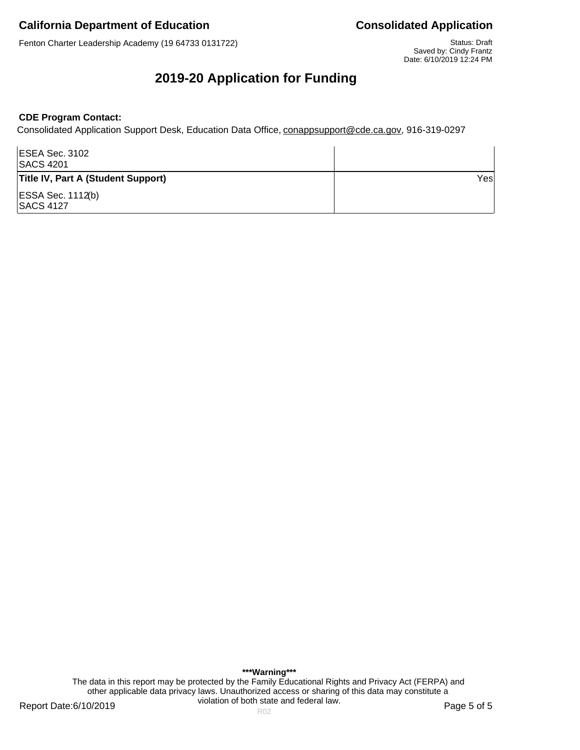## 2019-20 Application for Funding

**CDE Program Contact:**

Consolidated Application Support Desk, Education Data Office, conappsupport@cde.ca.gov, 916-319-0297

| | |
|---|---|
| ESEA Sec. 3102<br>SACS 4201 | |
| **Title IV, Part A (Student Support)** | Yes |
| ESSA Sec. 1112(b)<br>SACS 4127 | |

**\*\*\*Warning\*\*\***

The data in this report may be protected by the Family Educational Rights and Privacy Act (FERPA) and other applicable data privacy laws. Unauthorized access or sharing of this data may constitute a violation of both state and federal law.